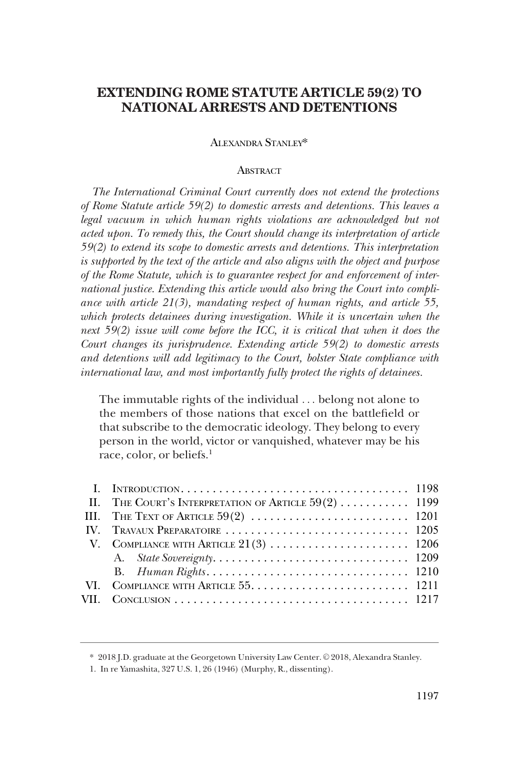# EXTENDING ROME STATUTE ARTICLE 59(2) TO NATIONAL ARRESTS AND DETENTIONS

ALEXANDRA STANLEY*

## ABSTRACT

*The International Criminal Court currently does not extend the protections of Rome Statute article 59(2) to domestic arrests and detentions. This leaves a legal vacuum in which human rights violations are acknowledged but not acted upon. To remedy this, the Court should change its interpretation of article 59(2) to extend its scope to domestic arrests and detentions. This interpretation is supported by the text of the article and also aligns with the object and purpose of the Rome Statute, which is to guarantee respect for and enforcement of international justice. Extending this article would also bring the Court into compliance with article 21(3), mandating respect of human rights, and article 55, which protects detainees during investigation. While it is uncertain when the next 59(2) issue will come before the ICC, it is critical that when it does the Court changes its jurisprudence. Extending article 59(2) to domestic arrests and detentions will add legitimacy to the Court, bolster State compliance with international law, and most importantly fully protect the rights of detainees.*

> The immutable rights of the individual . . . belong not alone to the members of those nations that excel on the battlefield or that subscribe to the democratic ideology. They belong to every person in the world, victor or vanquished, whatever may be his race, color, or beliefs.[1]

| | | |
|---|---|---|
| I. | INTRODUCTION | 1198 |
| II. | THE COURT'S INTERPRETATION OF ARTICLE 59(2) | 1199 |
| III. | THE TEXT OF ARTICLE 59(2) | 1201 |
| IV. | TRAVAUX PREPARATOIRE | 1205 |
| V. | COMPLIANCE WITH ARTICLE 21(3) | 1206 |
| | A. *State Sovereignty* | 1209 |
| | B. *Human Rights* | 1210 |
| VI. | COMPLIANCE WITH ARTICLE 55 | 1211 |
| VII. | CONCLUSION | 1217 |

---

\* 2018 J.D. graduate at the Georgetown University Law Center. © 2018, Alexandra Stanley.

1. In re Yamashita, 327 U.S. 1, 26 (1946) (Murphy, R., dissenting).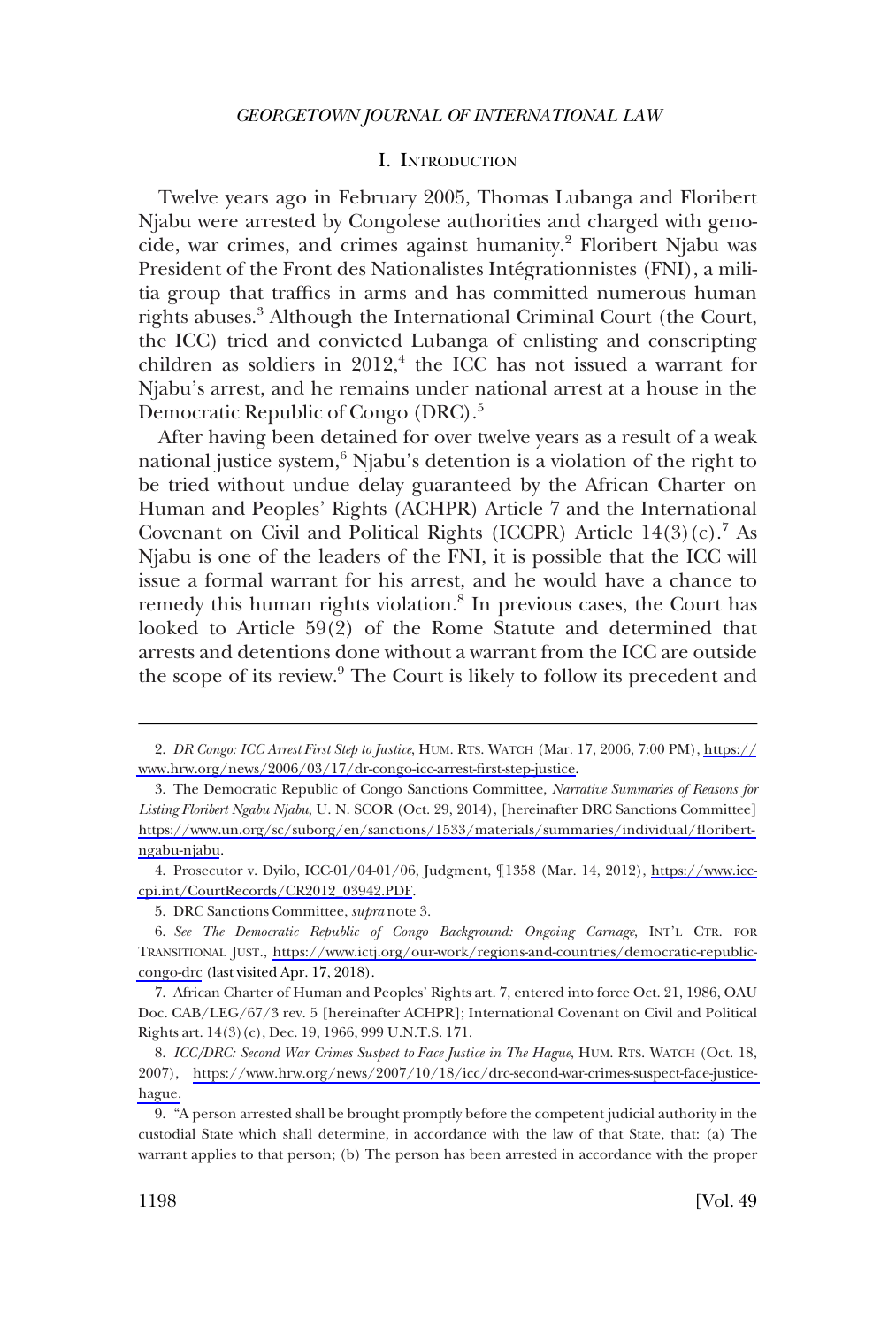## I. INTRODUCTION

Twelve years ago in February 2005, Thomas Lubanga and Floribert Njabu were arrested by Congolese authorities and charged with genocide, war crimes, and crimes against humanity.[2] Floribert Njabu was President of the Front des Nationalistes Intégrationnistes (FNI), a militia group that traffics in arms and has committed numerous human rights abuses.[3] Although the International Criminal Court (the Court, the ICC) tried and convicted Lubanga of enlisting and conscripting children as soldiers in 2012,[4] the ICC has not issued a warrant for Njabu's arrest, and he remains under national arrest at a house in the Democratic Republic of Congo (DRC).[5]

After having been detained for over twelve years as a result of a weak national justice system,[6] Njabu's detention is a violation of the right to be tried without undue delay guaranteed by the African Charter on Human and Peoples' Rights (ACHPR) Article 7 and the International Covenant on Civil and Political Rights (ICCPR) Article 14(3)(c).[7] As Njabu is one of the leaders of the FNI, it is possible that the ICC will issue a formal warrant for his arrest, and he would have a chance to remedy this human rights violation.[8] In previous cases, the Court has looked to Article 59(2) of the Rome Statute and determined that arrests and detentions done without a warrant from the ICC are outside the scope of its review.[9] The Court is likely to follow its precedent and

---

2. *DR Congo: ICC Arrest First Step to Justice*, HUM. RTS. WATCH (Mar. 17, 2006, 7:00 PM), https://www.hrw.org/news/2006/03/17/dr-congo-icc-arrest-first-step-justice.

3. The Democratic Republic of Congo Sanctions Committee, *Narrative Summaries of Reasons for Listing Floribert Ngabu Njabu*, U. N. SCOR (Oct. 29, 2014), [hereinafter DRC Sanctions Committee] https://www.un.org/sc/suborg/en/sanctions/1533/materials/summaries/individual/floribert-ngabu-njabu.

4. Prosecutor v. Dyilo, ICC-01/04-01/06, Judgment, ¶1358 (Mar. 14, 2012), https://www.icc-cpi.int/CourtRecords/CR2012_03942.PDF.

5. DRC Sanctions Committee, *supra* note 3.

6. *See The Democratic Republic of Congo Background: Ongoing Carnage*, INT'L CTR. FOR TRANSITIONAL JUST., https://www.ictj.org/our-work/regions-and-countries/democratic-republic-congo-drc (last visited Apr. 17, 2018).

7. African Charter of Human and Peoples' Rights art. 7, entered into force Oct. 21, 1986, OAU Doc. CAB/LEG/67/3 rev. 5 [hereinafter ACHPR]; International Covenant on Civil and Political Rights art. 14(3)(c), Dec. 19, 1966, 999 U.N.T.S. 171.

8. *ICC/DRC: Second War Crimes Suspect to Face Justice in The Hague*, HUM. RTS. WATCH (Oct. 18, 2007), https://www.hrw.org/news/2007/10/18/icc/drc-second-war-crimes-suspect-face-justice-hague.

9. "A person arrested shall be brought promptly before the competent judicial authority in the custodial State which shall determine, in accordance with the law of that State, that: (a) The warrant applies to that person; (b) The person has been arrested in accordance with the proper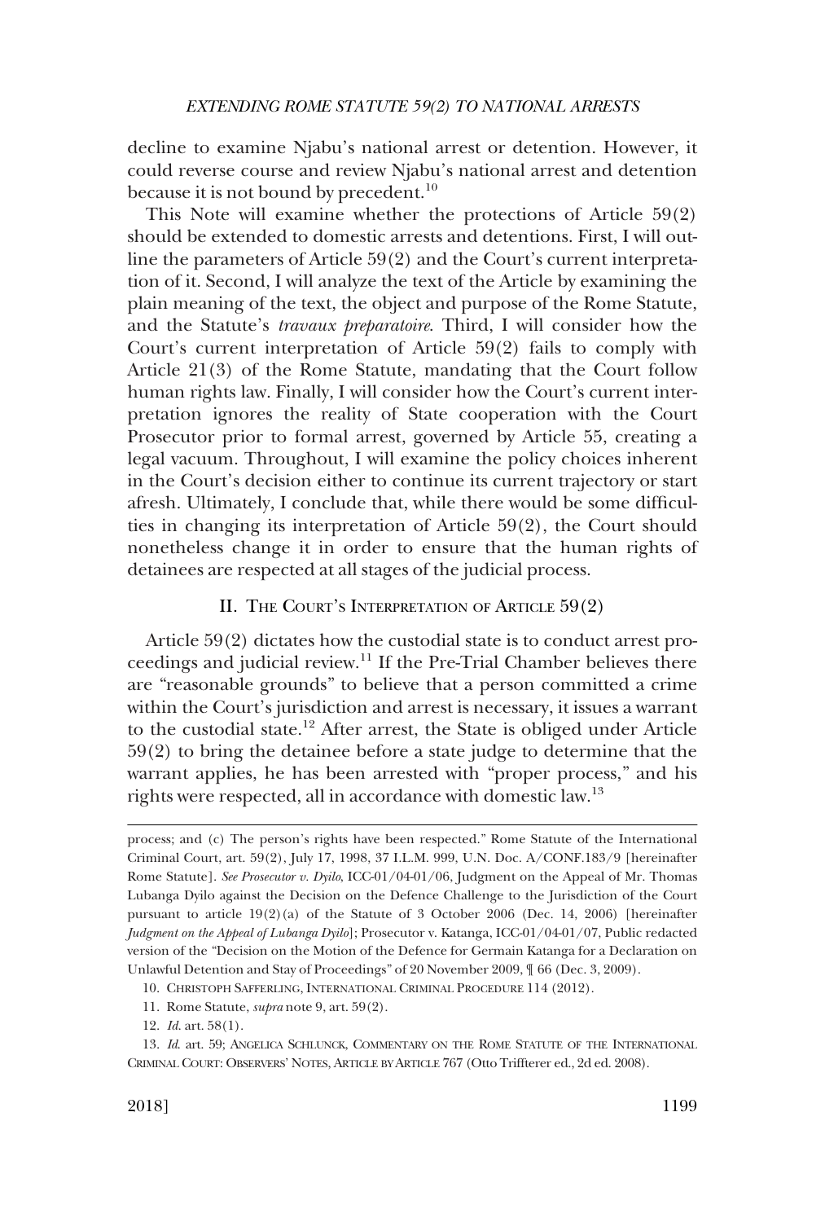decline to examine Njabu's national arrest or detention. However, it could reverse course and review Njabu's national arrest and detention because it is not bound by precedent.[10]

This Note will examine whether the protections of Article 59(2) should be extended to domestic arrests and detentions. First, I will outline the parameters of Article 59(2) and the Court's current interpretation of it. Second, I will analyze the text of the Article by examining the plain meaning of the text, the object and purpose of the Rome Statute, and the Statute's *travaux preparatoire*. Third, I will consider how the Court's current interpretation of Article 59(2) fails to comply with Article 21(3) of the Rome Statute, mandating that the Court follow human rights law. Finally, I will consider how the Court's current interpretation ignores the reality of State cooperation with the Court Prosecutor prior to formal arrest, governed by Article 55, creating a legal vacuum. Throughout, I will examine the policy choices inherent in the Court's decision either to continue its current trajectory or start afresh. Ultimately, I conclude that, while there would be some difficulties in changing its interpretation of Article 59(2), the Court should nonetheless change it in order to ensure that the human rights of detainees are respected at all stages of the judicial process.

## II. The Court's Interpretation of Article 59(2)

Article 59(2) dictates how the custodial state is to conduct arrest proceedings and judicial review.[11] If the Pre-Trial Chamber believes there are "reasonable grounds" to believe that a person committed a crime within the Court's jurisdiction and arrest is necessary, it issues a warrant to the custodial state.[12] After arrest, the State is obliged under Article 59(2) to bring the detainee before a state judge to determine that the warrant applies, he has been arrested with "proper process," and his rights were respected, all in accordance with domestic law.[13]

---

process; and (c) The person's rights have been respected." Rome Statute of the International Criminal Court, art. 59(2), July 17, 1998, 37 I.L.M. 999, U.N. Doc. A/CONF.183/9 [hereinafter Rome Statute]. *See Prosecutor v. Dyilo*, ICC-01/04-01/06, Judgment on the Appeal of Mr. Thomas Lubanga Dyilo against the Decision on the Defence Challenge to the Jurisdiction of the Court pursuant to article 19(2)(a) of the Statute of 3 October 2006 (Dec. 14, 2006) [hereinafter *Judgment on the Appeal of Lubanga Dyilo*]; Prosecutor v. Katanga, ICC-01/04-01/07, Public redacted version of the "Decision on the Motion of the Defence for Germain Katanga for a Declaration on Unlawful Detention and Stay of Proceedings" of 20 November 2009, ¶ 66 (Dec. 3, 2009).

10. Christoph Safferling, International Criminal Procedure 114 (2012).

11. Rome Statute, *supra* note 9, art. 59(2).

12. *Id.* art. 58(1).

13. *Id.* art. 59; Angelica Schlunck, Commentary on the Rome Statute of the International Criminal Court: Observers' Notes, Article by Article 767 (Otto Triffterer ed., 2d ed. 2008).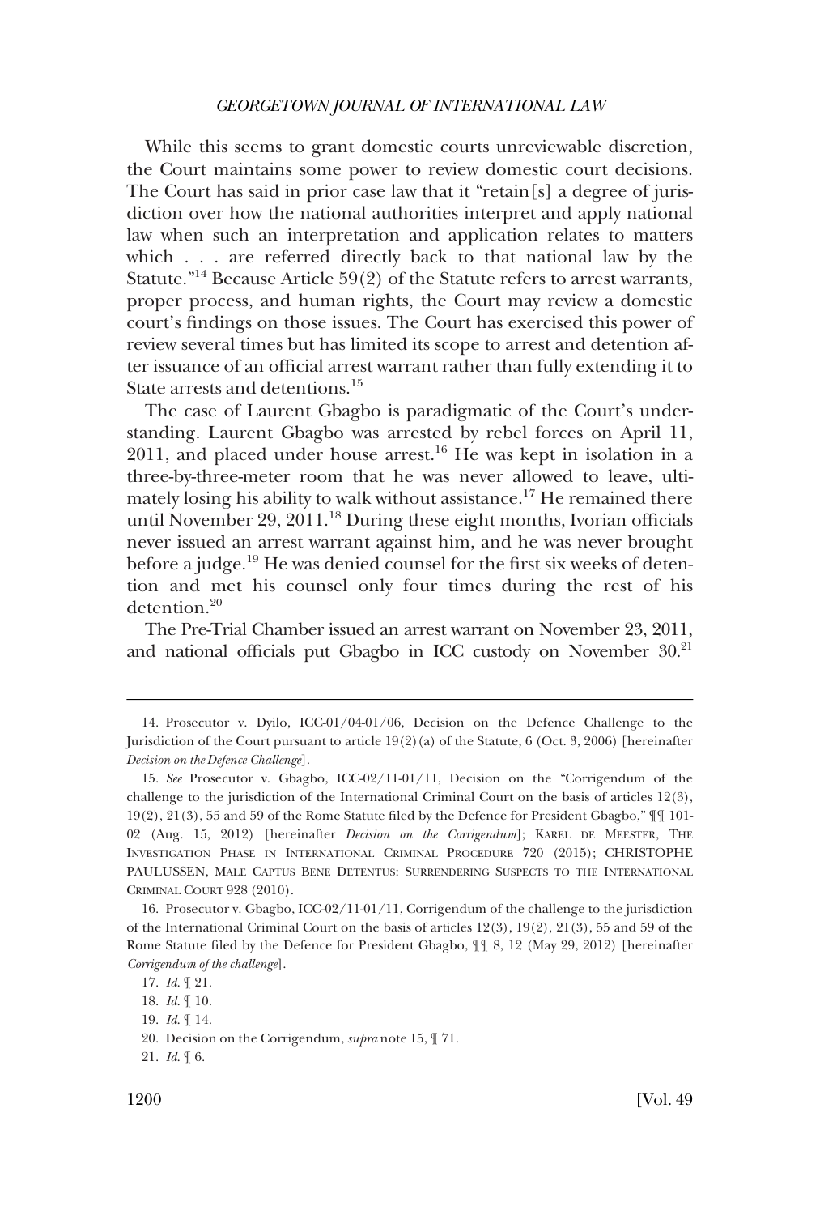While this seems to grant domestic courts unreviewable discretion, the Court maintains some power to review domestic court decisions. The Court has said in prior case law that it "retain[s] a degree of jurisdiction over how the national authorities interpret and apply national law when such an interpretation and application relates to matters which . . . are referred directly back to that national law by the Statute."[14] Because Article 59(2) of the Statute refers to arrest warrants, proper process, and human rights, the Court may review a domestic court's findings on those issues. The Court has exercised this power of review several times but has limited its scope to arrest and detention after issuance of an official arrest warrant rather than fully extending it to State arrests and detentions.[15]

The case of Laurent Gbagbo is paradigmatic of the Court's understanding. Laurent Gbagbo was arrested by rebel forces on April 11, 2011, and placed under house arrest.[16] He was kept in isolation in a three-by-three-meter room that he was never allowed to leave, ultimately losing his ability to walk without assistance.[17] He remained there until November 29, 2011.[18] During these eight months, Ivorian officials never issued an arrest warrant against him, and he was never brought before a judge.[19] He was denied counsel for the first six weeks of detention and met his counsel only four times during the rest of his detention.[20]

The Pre-Trial Chamber issued an arrest warrant on November 23, 2011, and national officials put Gbagbo in ICC custody on November 30.[21]

---

14. Prosecutor v. Dyilo, ICC-01/04-01/06, Decision on the Defence Challenge to the Jurisdiction of the Court pursuant to article 19(2)(a) of the Statute, 6 (Oct. 3, 2006) [hereinafter *Decision on the Defence Challenge*].

15. *See* Prosecutor v. Gbagbo, ICC-02/11-01/11, Decision on the "Corrigendum of the challenge to the jurisdiction of the International Criminal Court on the basis of articles 12(3), 19(2), 21(3), 55 and 59 of the Rome Statute filed by the Defence for President Gbagbo," ¶¶ 101-02 (Aug. 15, 2012) [hereinafter *Decision on the Corrigendum*]; KAREL DE MEESTER, THE INVESTIGATION PHASE IN INTERNATIONAL CRIMINAL PROCEDURE 720 (2015); CHRISTOPHE PAULUSSEN, MALE CAPTUS BENE DETENTUS: SURRENDERING SUSPECTS TO THE INTERNATIONAL CRIMINAL COURT 928 (2010).

16. Prosecutor v. Gbagbo, ICC-02/11-01/11, Corrigendum of the challenge to the jurisdiction of the International Criminal Court on the basis of articles 12(3), 19(2), 21(3), 55 and 59 of the Rome Statute filed by the Defence for President Gbagbo, ¶¶ 8, 12 (May 29, 2012) [hereinafter *Corrigendum of the challenge*].

17. *Id.* ¶ 21.

18. *Id.* ¶ 10.

19. *Id.* ¶ 14.

20. Decision on the Corrigendum, *supra* note 15, ¶ 71.

21. *Id.* ¶ 6.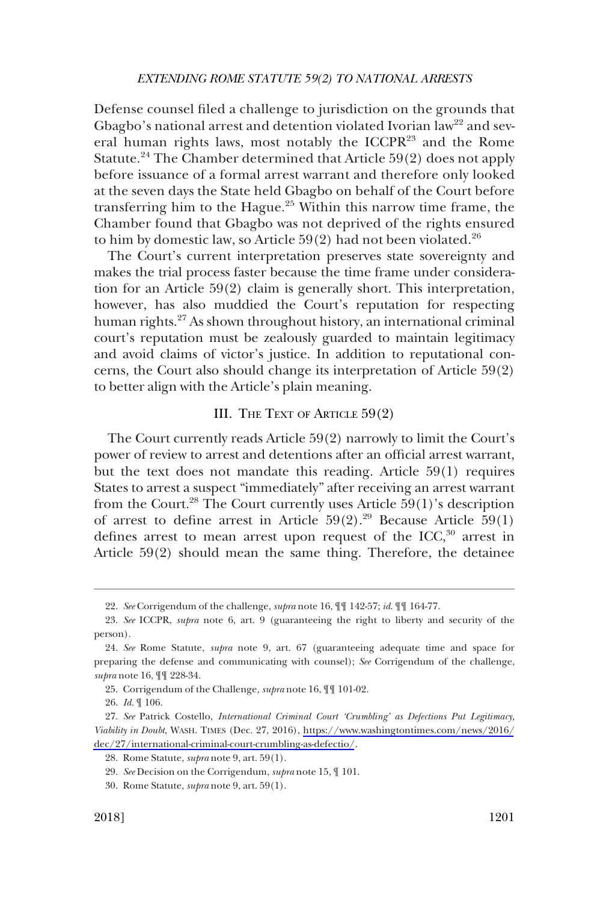Defense counsel filed a challenge to jurisdiction on the grounds that Gbagbo's national arrest and detention violated Ivorian law[22] and several human rights laws, most notably the ICCPR[23] and the Rome Statute.[24] The Chamber determined that Article 59(2) does not apply before issuance of a formal arrest warrant and therefore only looked at the seven days the State held Gbagbo on behalf of the Court before transferring him to the Hague.[25] Within this narrow time frame, the Chamber found that Gbagbo was not deprived of the rights ensured to him by domestic law, so Article 59(2) had not been violated.[26]

The Court's current interpretation preserves state sovereignty and makes the trial process faster because the time frame under consideration for an Article 59(2) claim is generally short. This interpretation, however, has also muddied the Court's reputation for respecting human rights.[27] As shown throughout history, an international criminal court's reputation must be zealously guarded to maintain legitimacy and avoid claims of victor's justice. In addition to reputational concerns, the Court also should change its interpretation of Article 59(2) to better align with the Article's plain meaning.

## III. The Text of Article 59(2)

The Court currently reads Article 59(2) narrowly to limit the Court's power of review to arrest and detentions after an official arrest warrant, but the text does not mandate this reading. Article 59(1) requires States to arrest a suspect "immediately" after receiving an arrest warrant from the Court.[28] The Court currently uses Article 59(1)'s description of arrest to define arrest in Article 59(2).[29] Because Article 59(1) defines arrest to mean arrest upon request of the ICC,[30] arrest in Article 59(2) should mean the same thing. Therefore, the detainee

---

22. *See* Corrigendum of the challenge, *supra* note 16, ¶¶ 142-57; *id.* ¶¶ 164-77.

23. *See* ICCPR, *supra* note 6, art. 9 (guaranteeing the right to liberty and security of the person).

24. *See* Rome Statute, *supra* note 9, art. 67 (guaranteeing adequate time and space for preparing the defense and communicating with counsel); *See* Corrigendum of the challenge, *supra* note 16, ¶¶ 228-34.

25. Corrigendum of the Challenge*, supra* note 16, ¶¶ 101-02.

26. *Id.* ¶ 106.

27. *See* Patrick Costello, *International Criminal Court 'Crumbling' as Defections Put Legitimacy, Viability in Doubt*, WASH. TIMES (Dec. 27, 2016), https://www.washingtontimes.com/news/2016/dec/27/international-criminal-court-crumbling-as-defectio/.

28. Rome Statute, *supra* note 9, art. 59(1).

29. *See* Decision on the Corrigendum, *supra* note 15, ¶ 101.

30. Rome Statute, *supra* note 9, art. 59(1).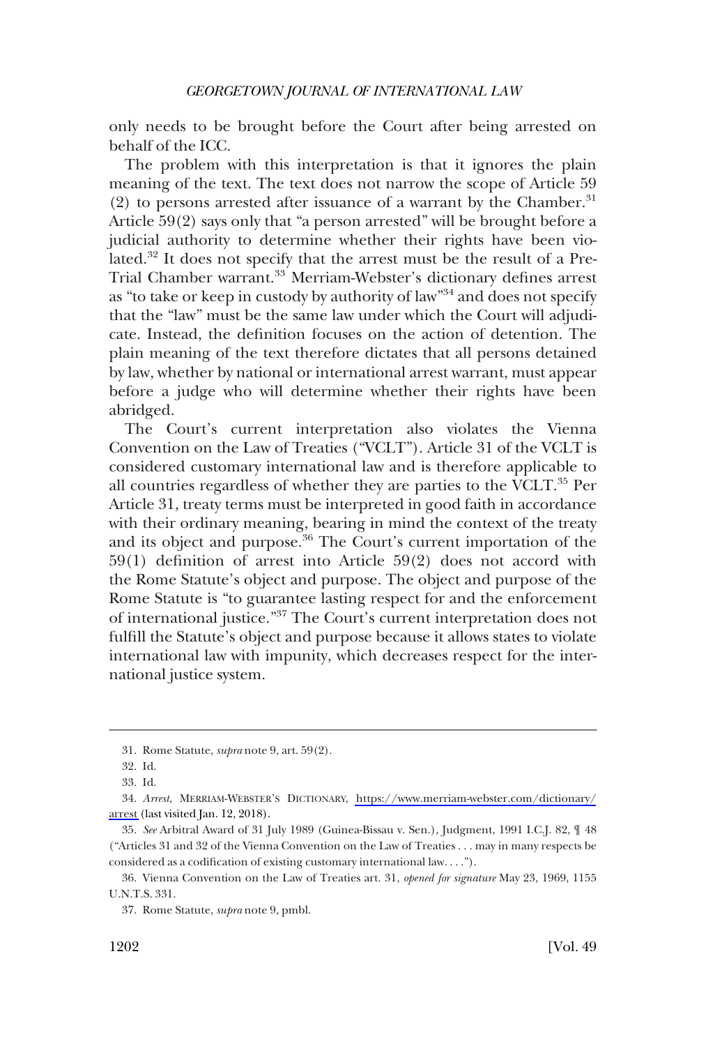only needs to be brought before the Court after being arrested on behalf of the ICC.

The problem with this interpretation is that it ignores the plain meaning of the text. The text does not narrow the scope of Article 59 (2) to persons arrested after issuance of a warrant by the Chamber.[31] Article 59(2) says only that "a person arrested" will be brought before a judicial authority to determine whether their rights have been violated.[32] It does not specify that the arrest must be the result of a Pre-Trial Chamber warrant.[33] Merriam-Webster's dictionary defines arrest as "to take or keep in custody by authority of law"[34] and does not specify that the "law" must be the same law under which the Court will adjudicate. Instead, the definition focuses on the action of detention. The plain meaning of the text therefore dictates that all persons detained by law, whether by national or international arrest warrant, must appear before a judge who will determine whether their rights have been abridged.

The Court's current interpretation also violates the Vienna Convention on the Law of Treaties ("VCLT"). Article 31 of the VCLT is considered customary international law and is therefore applicable to all countries regardless of whether they are parties to the VCLT.[35] Per Article 31, treaty terms must be interpreted in good faith in accordance with their ordinary meaning, bearing in mind the context of the treaty and its object and purpose.[36] The Court's current importation of the 59(1) definition of arrest into Article 59(2) does not accord with the Rome Statute's object and purpose. The object and purpose of the Rome Statute is "to guarantee lasting respect for and the enforcement of international justice."[37] The Court's current interpretation does not fulfill the Statute's object and purpose because it allows states to violate international law with impunity, which decreases respect for the international justice system.

---

31. Rome Statute, *supra* note 9, art. 59(2).

32. Id.

33. Id.

34. *Arrest*, MERRIAM-WEBSTER'S DICTIONARY, https://www.merriam-webster.com/dictionary/arrest (last visited Jan. 12, 2018).

35. *See* Arbitral Award of 31 July 1989 (Guinea-Bissau v. Sen.), Judgment, 1991 I.C.J. 82, ¶ 48 ("Articles 31 and 32 of the Vienna Convention on the Law of Treaties . . . may in many respects be considered as a codification of existing customary international law. . . .").

36. Vienna Convention on the Law of Treaties art. 31, *opened for signature* May 23, 1969, 1155 U.N.T.S. 331.

37. Rome Statute, *supra* note 9, pmbl.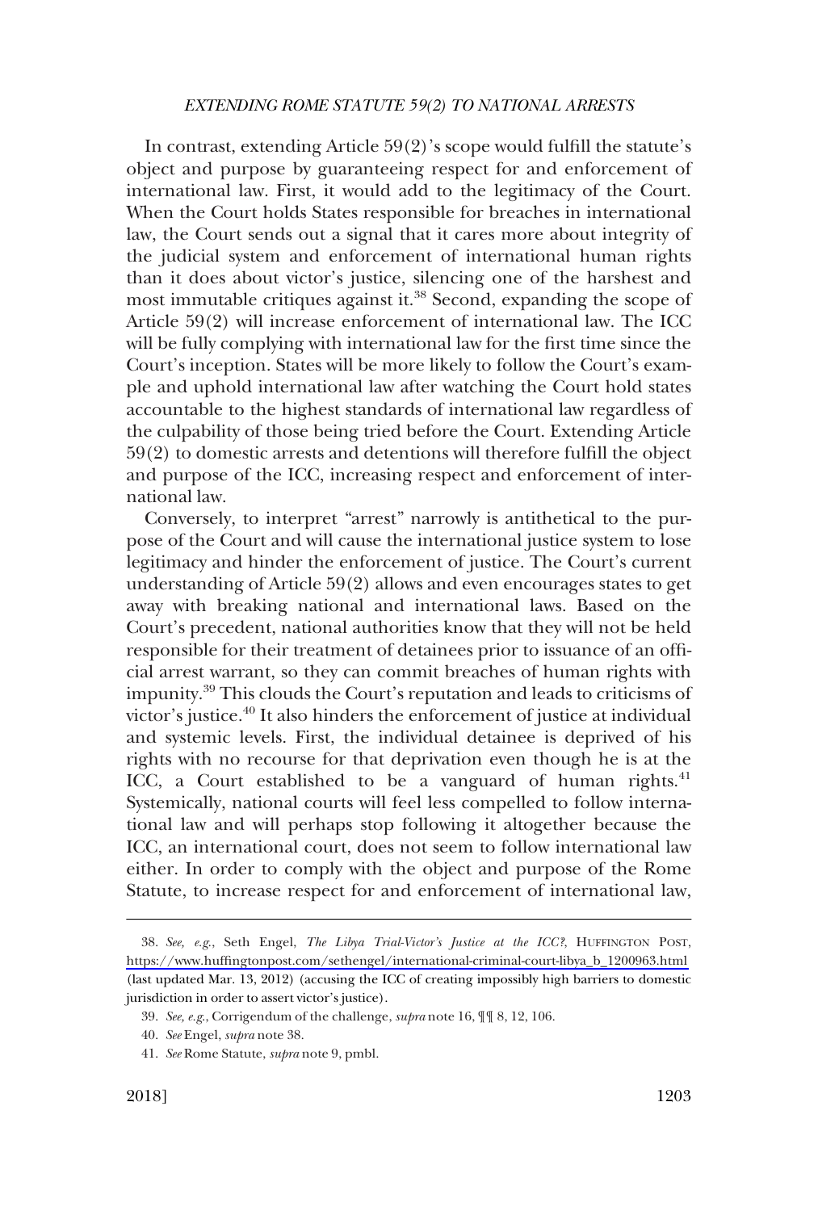In contrast, extending Article 59(2)'s scope would fulfill the statute's object and purpose by guaranteeing respect for and enforcement of international law. First, it would add to the legitimacy of the Court. When the Court holds States responsible for breaches in international law, the Court sends out a signal that it cares more about integrity of the judicial system and enforcement of international human rights than it does about victor's justice, silencing one of the harshest and most immutable critiques against it.[38] Second, expanding the scope of Article 59(2) will increase enforcement of international law. The ICC will be fully complying with international law for the first time since the Court's inception. States will be more likely to follow the Court's example and uphold international law after watching the Court hold states accountable to the highest standards of international law regardless of the culpability of those being tried before the Court. Extending Article 59(2) to domestic arrests and detentions will therefore fulfill the object and purpose of the ICC, increasing respect and enforcement of international law.

Conversely, to interpret "arrest" narrowly is antithetical to the purpose of the Court and will cause the international justice system to lose legitimacy and hinder the enforcement of justice. The Court's current understanding of Article 59(2) allows and even encourages states to get away with breaking national and international laws. Based on the Court's precedent, national authorities know that they will not be held responsible for their treatment of detainees prior to issuance of an official arrest warrant, so they can commit breaches of human rights with impunity.[39] This clouds the Court's reputation and leads to criticisms of victor's justice.[40] It also hinders the enforcement of justice at individual and systemic levels. First, the individual detainee is deprived of his rights with no recourse for that deprivation even though he is at the ICC, a Court established to be a vanguard of human rights.[41] Systemically, national courts will feel less compelled to follow international law and will perhaps stop following it altogether because the ICC, an international court, does not seem to follow international law either. In order to comply with the object and purpose of the Rome Statute, to increase respect for and enforcement of international law,

---

38. *See, e.g.*, Seth Engel, *The Libya Trial-Victor's Justice at the ICC?*, HUFFINGTON POST, https://www.huffingtonpost.com/sethengel/international-criminal-court-libya_b_1200963.html (last updated Mar. 13, 2012) (accusing the ICC of creating impossibly high barriers to domestic jurisdiction in order to assert victor's justice).

39. *See, e.g.*, Corrigendum of the challenge, *supra* note 16, ¶¶ 8, 12, 106.

40. *See* Engel, *supra* note 38.

41. *See* Rome Statute, *supra* note 9, pmbl.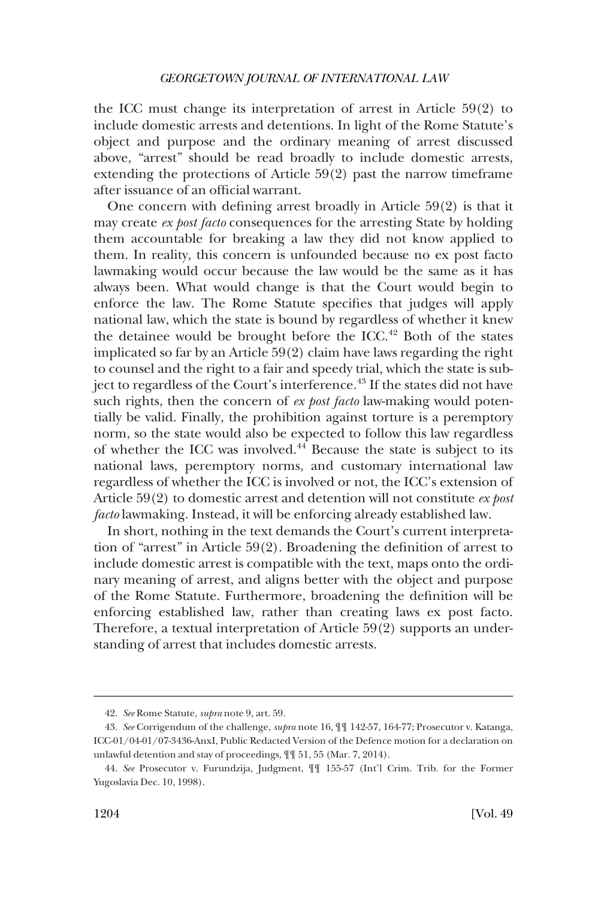the ICC must change its interpretation of arrest in Article 59(2) to include domestic arrests and detentions. In light of the Rome Statute's object and purpose and the ordinary meaning of arrest discussed above, "arrest" should be read broadly to include domestic arrests, extending the protections of Article 59(2) past the narrow timeframe after issuance of an official warrant.

One concern with defining arrest broadly in Article 59(2) is that it may create *ex post facto* consequences for the arresting State by holding them accountable for breaking a law they did not know applied to them. In reality, this concern is unfounded because no ex post facto lawmaking would occur because the law would be the same as it has always been. What would change is that the Court would begin to enforce the law. The Rome Statute specifies that judges will apply national law, which the state is bound by regardless of whether it knew the detainee would be brought before the ICC.[42] Both of the states implicated so far by an Article 59(2) claim have laws regarding the right to counsel and the right to a fair and speedy trial, which the state is subject to regardless of the Court's interference.[43] If the states did not have such rights, then the concern of *ex post facto* law-making would potentially be valid. Finally, the prohibition against torture is a peremptory norm, so the state would also be expected to follow this law regardless of whether the ICC was involved.[44] Because the state is subject to its national laws, peremptory norms, and customary international law regardless of whether the ICC is involved or not, the ICC's extension of Article 59(2) to domestic arrest and detention will not constitute *ex post facto* lawmaking. Instead, it will be enforcing already established law.

In short, nothing in the text demands the Court's current interpretation of "arrest" in Article 59(2). Broadening the definition of arrest to include domestic arrest is compatible with the text, maps onto the ordinary meaning of arrest, and aligns better with the object and purpose of the Rome Statute. Furthermore, broadening the definition will be enforcing established law, rather than creating laws ex post facto. Therefore, a textual interpretation of Article 59(2) supports an understanding of arrest that includes domestic arrests.

---

42. *See* Rome Statute, *supra* note 9, art. 59.

43. *See* Corrigendum of the challenge, *supra* note 16, ¶¶ 142-57, 164-77; Prosecutor v. Katanga, ICC-01/04-01/07-3436-AnxI, Public Redacted Version of the Defence motion for a declaration on unlawful detention and stay of proceedings, ¶¶ 51, 55 (Mar. 7, 2014).

44. *See* Prosecutor v. Furundzija, Judgment, ¶¶ 155-57 (Int'l Crim. Trib. for the Former Yugoslavia Dec. 10, 1998).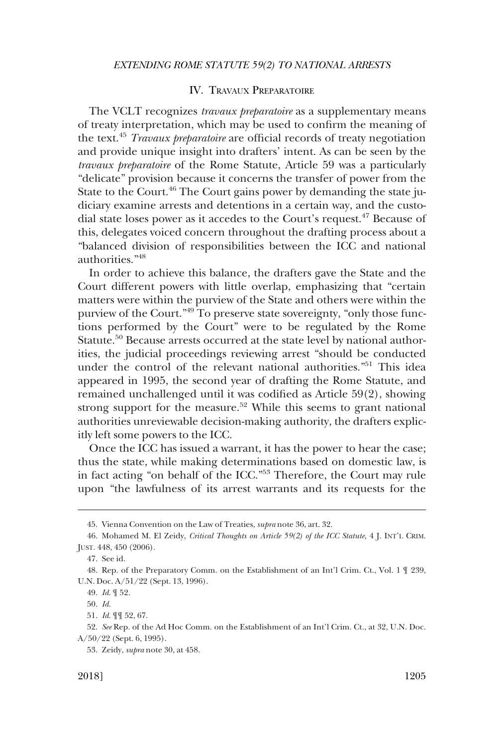## IV. TRAVAUX PREPARATOIRE

The VCLT recognizes *travaux preparatoire* as a supplementary means of treaty interpretation, which may be used to confirm the meaning of the text.[45] *Travaux preparatoire* are official records of treaty negotiation and provide unique insight into drafters' intent. As can be seen by the *travaux preparatoire* of the Rome Statute, Article 59 was a particularly "delicate" provision because it concerns the transfer of power from the State to the Court.[46] The Court gains power by demanding the state judiciary examine arrests and detentions in a certain way, and the custodial state loses power as it accedes to the Court's request.[47] Because of this, delegates voiced concern throughout the drafting process about a "balanced division of responsibilities between the ICC and national authorities."[48]

In order to achieve this balance, the drafters gave the State and the Court different powers with little overlap, emphasizing that "certain matters were within the purview of the State and others were within the purview of the Court."[49] To preserve state sovereignty, "only those functions performed by the Court" were to be regulated by the Rome Statute.[50] Because arrests occurred at the state level by national authorities, the judicial proceedings reviewing arrest "should be conducted under the control of the relevant national authorities."[51] This idea appeared in 1995, the second year of drafting the Rome Statute, and remained unchallenged until it was codified as Article 59(2), showing strong support for the measure.[52] While this seems to grant national authorities unreviewable decision-making authority, the drafters explicitly left some powers to the ICC.

Once the ICC has issued a warrant, it has the power to hear the case; thus the state, while making determinations based on domestic law, is in fact acting "on behalf of the ICC."[53] Therefore, the Court may rule upon "the lawfulness of its arrest warrants and its requests for the

---

45. Vienna Convention on the Law of Treaties, *supra* note 36, art. 32.

46. Mohamed M. El Zeidy, *Critical Thoughts on Article 59(2) of the ICC Statute*, 4 J. INT'L CRIM. JUST. 448, 450 (2006).

47. See id.

48. Rep. of the Preparatory Comm. on the Establishment of an Int'l Crim. Ct., Vol. 1 ¶ 239, U.N. Doc. A/51/22 (Sept. 13, 1996).

49. *Id.* ¶ 52.

50. *Id.*

51. *Id.* ¶¶ 52, 67.

52. *See* Rep. of the Ad Hoc Comm. on the Establishment of an Int'l Crim. Ct., at 32, U.N. Doc. A/50/22 (Sept. 6, 1995).

53. Zeidy, *supra* note 30, at 458.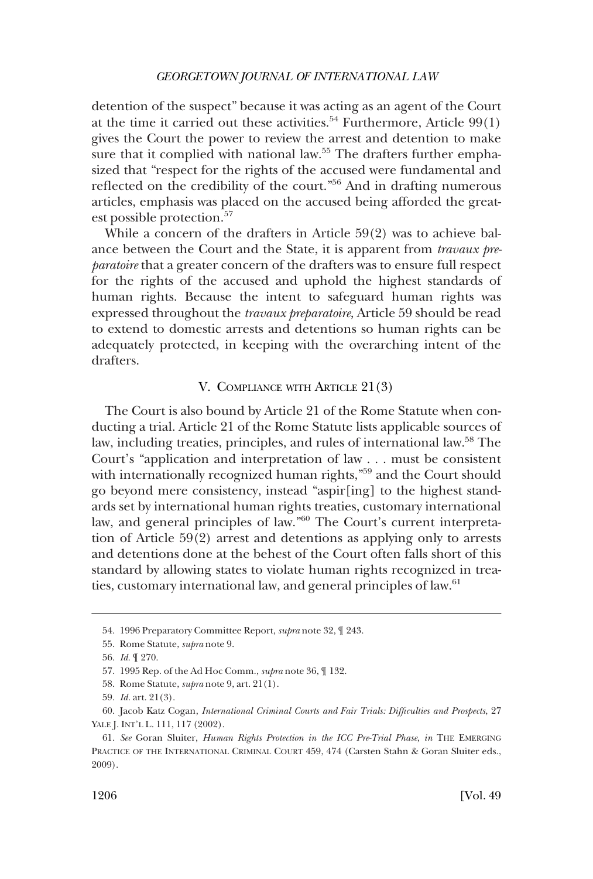detention of the suspect" because it was acting as an agent of the Court at the time it carried out these activities.[54] Furthermore, Article 99(1) gives the Court the power to review the arrest and detention to make sure that it complied with national law.[55] The drafters further emphasized that "respect for the rights of the accused were fundamental and reflected on the credibility of the court."[56] And in drafting numerous articles, emphasis was placed on the accused being afforded the greatest possible protection.[57]

While a concern of the drafters in Article 59(2) was to achieve balance between the Court and the State, it is apparent from *travaux preparatoire* that a greater concern of the drafters was to ensure full respect for the rights of the accused and uphold the highest standards of human rights. Because the intent to safeguard human rights was expressed throughout the *travaux preparatoire*, Article 59 should be read to extend to domestic arrests and detentions so human rights can be adequately protected, in keeping with the overarching intent of the drafters.

## V. Compliance with Article 21(3)

The Court is also bound by Article 21 of the Rome Statute when conducting a trial. Article 21 of the Rome Statute lists applicable sources of law, including treaties, principles, and rules of international law.[58] The Court's "application and interpretation of law . . . must be consistent with internationally recognized human rights,"[59] and the Court should go beyond mere consistency, instead "aspir[ing] to the highest standards set by international human rights treaties, customary international law, and general principles of law."[60] The Court's current interpretation of Article 59(2) arrest and detentions as applying only to arrests and detentions done at the behest of the Court often falls short of this standard by allowing states to violate human rights recognized in treaties, customary international law, and general principles of law.[61]

---

54. 1996 Preparatory Committee Report, *supra* note 32, ¶ 243.

55. Rome Statute, *supra* note 9.

56. *Id.* ¶ 270.

57. 1995 Rep. of the Ad Hoc Comm., *supra* note 36, ¶ 132.

58. Rome Statute, *supra* note 9, art. 21(1).

59. *Id.* art. 21(3).

60. Jacob Katz Cogan, *International Criminal Courts and Fair Trials: Difficulties and Prospects*, 27 YALE J. INT'L L. 111, 117 (2002).

61. *See* Goran Sluiter, *Human Rights Protection in the ICC Pre-Trial Phase*, *in* THE EMERGING PRACTICE OF THE INTERNATIONAL CRIMINAL COURT 459, 474 (Carsten Stahn & Goran Sluiter eds., 2009).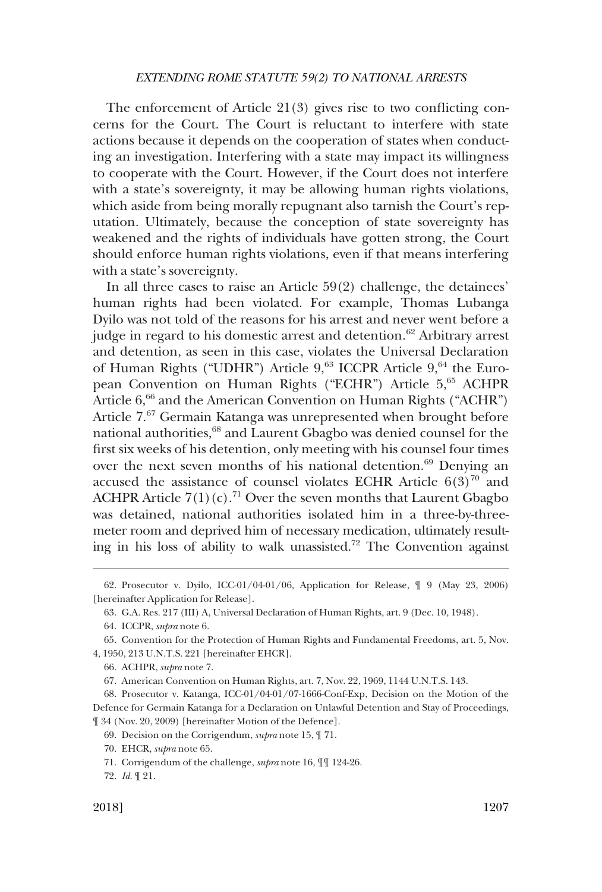The enforcement of Article 21(3) gives rise to two conflicting concerns for the Court. The Court is reluctant to interfere with state actions because it depends on the cooperation of states when conducting an investigation. Interfering with a state may impact its willingness to cooperate with the Court. However, if the Court does not interfere with a state's sovereignty, it may be allowing human rights violations, which aside from being morally repugnant also tarnish the Court's reputation. Ultimately, because the conception of state sovereignty has weakened and the rights of individuals have gotten strong, the Court should enforce human rights violations, even if that means interfering with a state's sovereignty.

In all three cases to raise an Article 59(2) challenge, the detainees' human rights had been violated. For example, Thomas Lubanga Dyilo was not told of the reasons for his arrest and never went before a judge in regard to his domestic arrest and detention.[62] Arbitrary arrest and detention, as seen in this case, violates the Universal Declaration of Human Rights ("UDHR") Article 9,[63] ICCPR Article 9,[64] the European Convention on Human Rights ("ECHR") Article 5,[65] ACHPR Article 6,[66] and the American Convention on Human Rights ("ACHR") Article 7.[67] Germain Katanga was unrepresented when brought before national authorities,[68] and Laurent Gbagbo was denied counsel for the first six weeks of his detention, only meeting with his counsel four times over the next seven months of his national detention.[69] Denying an accused the assistance of counsel violates ECHR Article 6(3)[70] and ACHPR Article 7(1)(c).[71] Over the seven months that Laurent Gbagbo was detained, national authorities isolated him in a three-by-three-meter room and deprived him of necessary medication, ultimately resulting in his loss of ability to walk unassisted.[72] The Convention against

---

62. Prosecutor v. Dyilo, ICC-01/04-01/06, Application for Release, ¶ 9 (May 23, 2006) [hereinafter Application for Release].

63. G.A. Res. 217 (III) A, Universal Declaration of Human Rights, art. 9 (Dec. 10, 1948).

64. ICCPR, *supra* note 6.

65. Convention for the Protection of Human Rights and Fundamental Freedoms, art. 5, Nov. 4, 1950, 213 U.N.T.S. 221 [hereinafter EHCR].

66. ACHPR, *supra* note 7.

67. American Convention on Human Rights, art. 7, Nov. 22, 1969, 1144 U.N.T.S. 143.

68. Prosecutor v. Katanga, ICC-01/04-01/07-1666-Conf-Exp, Decision on the Motion of the Defence for Germain Katanga for a Declaration on Unlawful Detention and Stay of Proceedings, ¶ 34 (Nov. 20, 2009) [hereinafter Motion of the Defence].

69. Decision on the Corrigendum, *supra* note 15, ¶ 71.

70. EHCR, *supra* note 65.

71. Corrigendum of the challenge, *supra* note 16, ¶¶ 124-26.

72. *Id.* ¶ 21.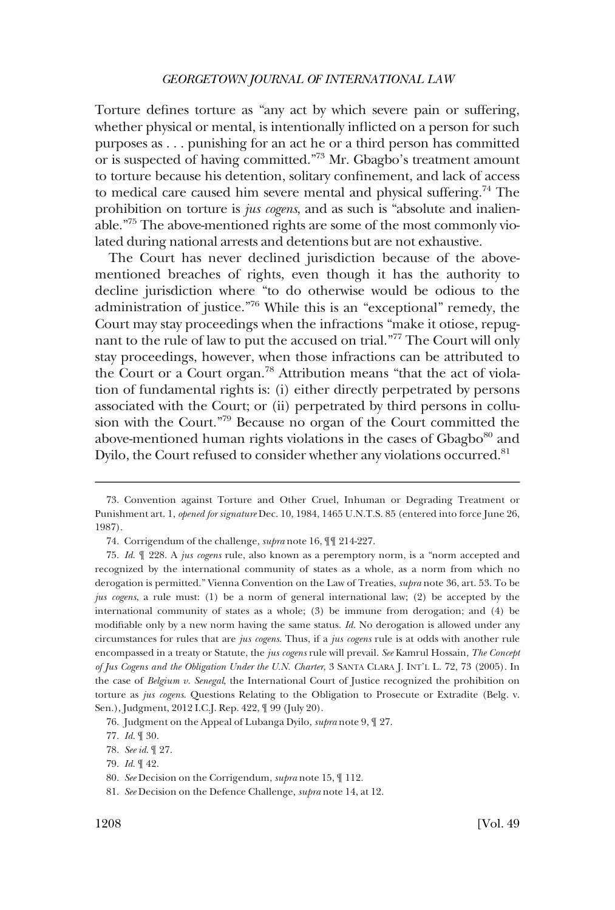Torture defines torture as "any act by which severe pain or suffering, whether physical or mental, is intentionally inflicted on a person for such purposes as . . . punishing for an act he or a third person has committed or is suspected of having committed."[73] Mr. Gbagbo's treatment amount to torture because his detention, solitary confinement, and lack of access to medical care caused him severe mental and physical suffering.[74] The prohibition on torture is *jus cogens*, and as such is "absolute and inalienable."[75] The above-mentioned rights are some of the most commonly violated during national arrests and detentions but are not exhaustive.

The Court has never declined jurisdiction because of the above-mentioned breaches of rights, even though it has the authority to decline jurisdiction where "to do otherwise would be odious to the administration of justice."[76] While this is an "exceptional" remedy, the Court may stay proceedings when the infractions "make it otiose, repugnant to the rule of law to put the accused on trial."[77] The Court will only stay proceedings, however, when those infractions can be attributed to the Court or a Court organ.[78] Attribution means "that the act of violation of fundamental rights is: (i) either directly perpetrated by persons associated with the Court; or (ii) perpetrated by third persons in collusion with the Court."[79] Because no organ of the Court committed the above-mentioned human rights violations in the cases of Gbagbo[80] and Dyilo, the Court refused to consider whether any violations occurred.[81]

---

73. Convention against Torture and Other Cruel, Inhuman or Degrading Treatment or Punishment art. 1, *opened for signature* Dec. 10, 1984, 1465 U.N.T.S. 85 (entered into force June 26, 1987).

74. Corrigendum of the challenge, *supra* note 16, ¶¶ 214-227.

75. *Id.* ¶ 228. A *jus cogens* rule, also known as a peremptory norm, is a "norm accepted and recognized by the international community of states as a whole, as a norm from which no derogation is permitted." Vienna Convention on the Law of Treaties, *supra* note 36, art. 53. To be *jus cogens*, a rule must: (1) be a norm of general international law; (2) be accepted by the international community of states as a whole; (3) be immune from derogation; and (4) be modifiable only by a new norm having the same status. *Id.* No derogation is allowed under any circumstances for rules that are *jus cogens*. Thus, if a *jus cogens* rule is at odds with another rule encompassed in a treaty or Statute, the *jus cogens* rule will prevail. *See* Kamrul Hossain, *The Concept of Jus Cogens and the Obligation Under the U.N. Charter*, 3 SANTA CLARA J. INT'L L. 72, 73 (2005). In the case of *Belgium v. Senegal*, the International Court of Justice recognized the prohibition on torture as *jus cogens*. Questions Relating to the Obligation to Prosecute or Extradite (Belg. v. Sen.), Judgment, 2012 I.C.J. Rep. 422, ¶ 99 (July 20).

76. Judgment on the Appeal of Lubanga Dyilo, *supra* note 9, ¶ 27.

77. *Id.* ¶ 30.

78. *See id.* ¶ 27.

79. *Id.* ¶ 42.

80. *See* Decision on the Corrigendum, *supra* note 15, ¶ 112.

81. *See* Decision on the Defence Challenge, *supra* note 14, at 12.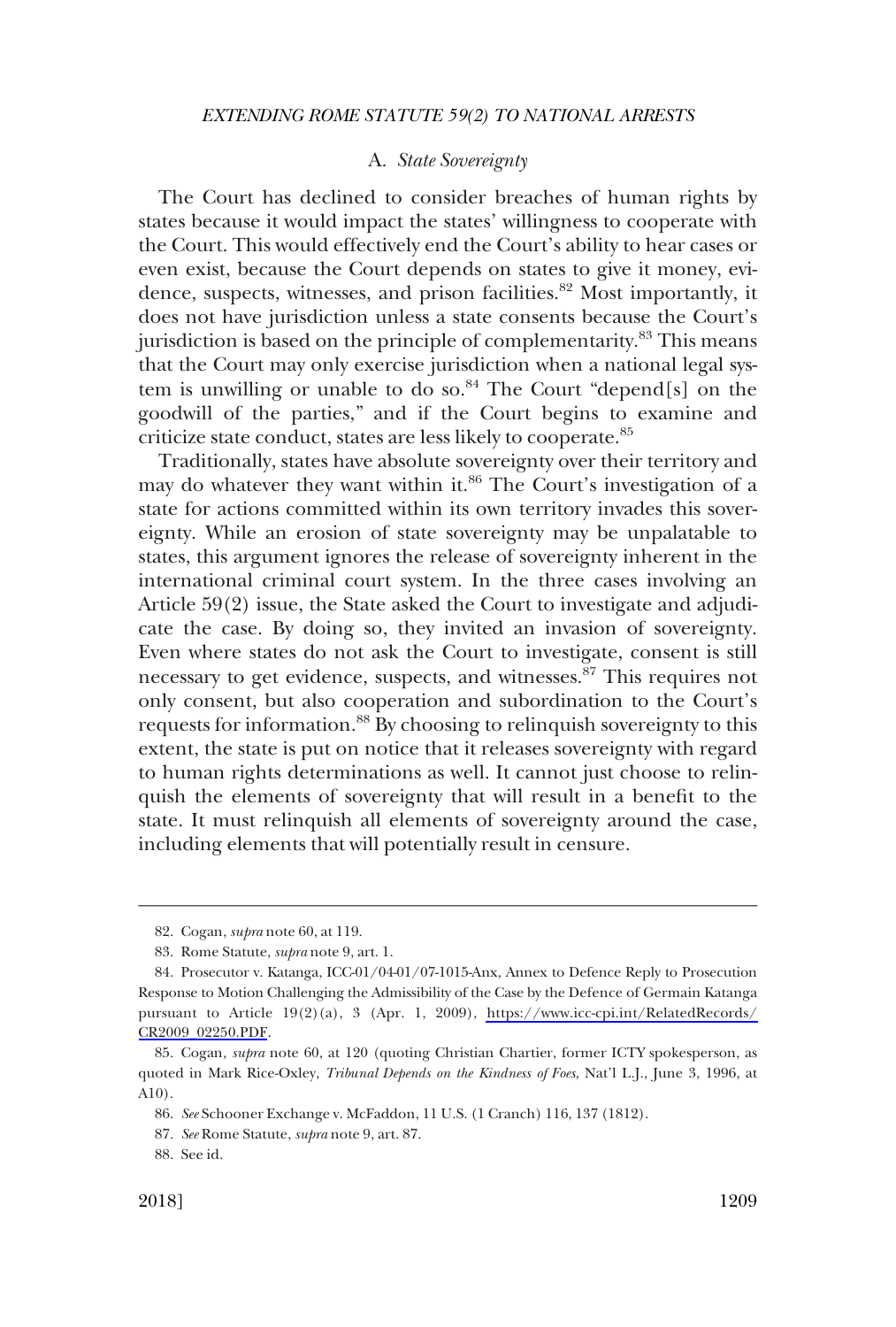### A. *State Sovereignty*

The Court has declined to consider breaches of human rights by states because it would impact the states' willingness to cooperate with the Court. This would effectively end the Court's ability to hear cases or even exist, because the Court depends on states to give it money, evidence, suspects, witnesses, and prison facilities.[82] Most importantly, it does not have jurisdiction unless a state consents because the Court's jurisdiction is based on the principle of complementarity.[83] This means that the Court may only exercise jurisdiction when a national legal system is unwilling or unable to do so.[84] The Court "depend[s] on the goodwill of the parties," and if the Court begins to examine and criticize state conduct, states are less likely to cooperate.[85]

Traditionally, states have absolute sovereignty over their territory and may do whatever they want within it.[86] The Court's investigation of a state for actions committed within its own territory invades this sovereignty. While an erosion of state sovereignty may be unpalatable to states, this argument ignores the release of sovereignty inherent in the international criminal court system. In the three cases involving an Article 59(2) issue, the State asked the Court to investigate and adjudicate the case. By doing so, they invited an invasion of sovereignty. Even where states do not ask the Court to investigate, consent is still necessary to get evidence, suspects, and witnesses.[87] This requires not only consent, but also cooperation and subordination to the Court's requests for information.[88] By choosing to relinquish sovereignty to this extent, the state is put on notice that it releases sovereignty with regard to human rights determinations as well. It cannot just choose to relinquish the elements of sovereignty that will result in a benefit to the state. It must relinquish all elements of sovereignty around the case, including elements that will potentially result in censure.

---

82. Cogan, *supra* note 60, at 119.

83. Rome Statute, *supra* note 9, art. 1.

84. Prosecutor v. Katanga, ICC-01/04-01/07-1015-Anx, Annex to Defence Reply to Prosecution Response to Motion Challenging the Admissibility of the Case by the Defence of Germain Katanga pursuant to Article 19(2)(a), 3 (Apr. 1, 2009), https://www.icc-cpi.int/RelatedRecords/CR2009_02250.PDF.

85. Cogan, *supra* note 60, at 120 (quoting Christian Chartier, former ICTY spokesperson, as quoted in Mark Rice-Oxley, *Tribunal Depends on the Kindness of Foes*, Nat'l L.J., June 3, 1996, at A10).

86. *See* Schooner Exchange v. McFaddon, 11 U.S. (1 Cranch) 116, 137 (1812).

87. *See* Rome Statute, *supra* note 9, art. 87.

88. See id.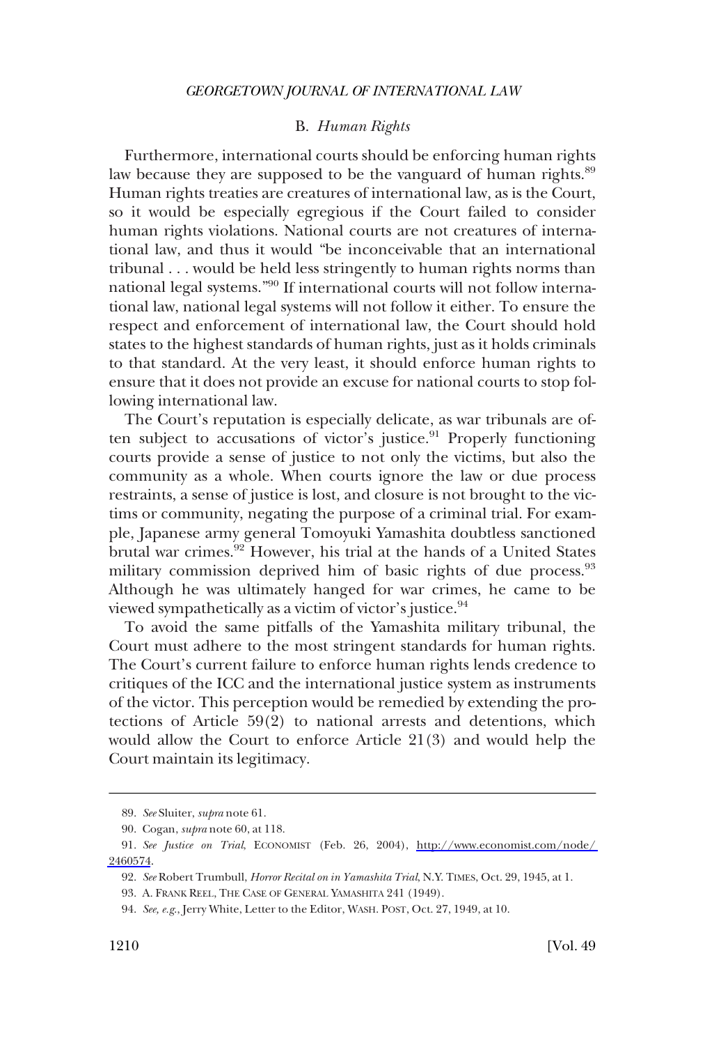### B. *Human Rights*

Furthermore, international courts should be enforcing human rights law because they are supposed to be the vanguard of human rights.[89] Human rights treaties are creatures of international law, as is the Court, so it would be especially egregious if the Court failed to consider human rights violations. National courts are not creatures of international law, and thus it would "be inconceivable that an international tribunal . . . would be held less stringently to human rights norms than national legal systems."[90] If international courts will not follow international law, national legal systems will not follow it either. To ensure the respect and enforcement of international law, the Court should hold states to the highest standards of human rights, just as it holds criminals to that standard. At the very least, it should enforce human rights to ensure that it does not provide an excuse for national courts to stop following international law.

The Court's reputation is especially delicate, as war tribunals are often subject to accusations of victor's justice.[91] Properly functioning courts provide a sense of justice to not only the victims, but also the community as a whole. When courts ignore the law or due process restraints, a sense of justice is lost, and closure is not brought to the victims or community, negating the purpose of a criminal trial. For example, Japanese army general Tomoyuki Yamashita doubtless sanctioned brutal war crimes.[92] However, his trial at the hands of a United States military commission deprived him of basic rights of due process.[93] Although he was ultimately hanged for war crimes, he came to be viewed sympathetically as a victim of victor's justice.[94]

To avoid the same pitfalls of the Yamashita military tribunal, the Court must adhere to the most stringent standards for human rights. The Court's current failure to enforce human rights lends credence to critiques of the ICC and the international justice system as instruments of the victor. This perception would be remedied by extending the protections of Article 59(2) to national arrests and detentions, which would allow the Court to enforce Article 21(3) and would help the Court maintain its legitimacy.

---

89. *See* Sluiter, *supra* note 61.

90. Cogan, *supra* note 60, at 118.

91. *See Justice on Trial*, ECONOMIST (Feb. 26, 2004), http://www.economist.com/node/2460574.

92. *See* Robert Trumbull, *Horror Recital on in Yamashita Trial*, N.Y. TIMES, Oct. 29, 1945, at 1.

93. A. FRANK REEL, THE CASE OF GENERAL YAMASHITA 241 (1949).

94. *See, e.g.*, Jerry White, Letter to the Editor, WASH. POST, Oct. 27, 1949, at 10.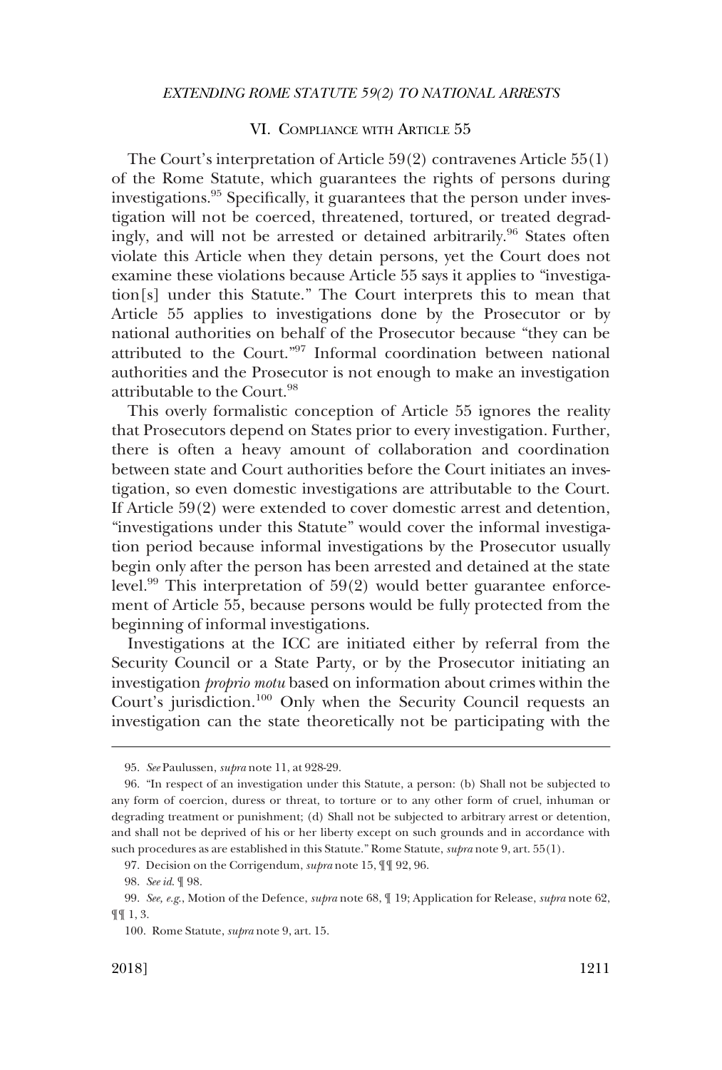## VI. Compliance with Article 55

The Court's interpretation of Article 59(2) contravenes Article 55(1) of the Rome Statute, which guarantees the rights of persons during investigations.[95] Specifically, it guarantees that the person under investigation will not be coerced, threatened, tortured, or treated degradingly, and will not be arrested or detained arbitrarily.[96] States often violate this Article when they detain persons, yet the Court does not examine these violations because Article 55 says it applies to "investigation[s] under this Statute." The Court interprets this to mean that Article 55 applies to investigations done by the Prosecutor or by national authorities on behalf of the Prosecutor because "they can be attributed to the Court."[97] Informal coordination between national authorities and the Prosecutor is not enough to make an investigation attributable to the Court.[98]

This overly formalistic conception of Article 55 ignores the reality that Prosecutors depend on States prior to every investigation. Further, there is often a heavy amount of collaboration and coordination between state and Court authorities before the Court initiates an investigation, so even domestic investigations are attributable to the Court. If Article 59(2) were extended to cover domestic arrest and detention, "investigations under this Statute" would cover the informal investigation period because informal investigations by the Prosecutor usually begin only after the person has been arrested and detained at the state level.[99] This interpretation of 59(2) would better guarantee enforcement of Article 55, because persons would be fully protected from the beginning of informal investigations.

Investigations at the ICC are initiated either by referral from the Security Council or a State Party, or by the Prosecutor initiating an investigation *proprio motu* based on information about crimes within the Court's jurisdiction.[100] Only when the Security Council requests an investigation can the state theoretically not be participating with the

---

95. *See* Paulussen, *supra* note 11, at 928-29.

96. "In respect of an investigation under this Statute, a person: (b) Shall not be subjected to any form of coercion, duress or threat, to torture or to any other form of cruel, inhuman or degrading treatment or punishment; (d) Shall not be subjected to arbitrary arrest or detention, and shall not be deprived of his or her liberty except on such grounds and in accordance with such procedures as are established in this Statute." Rome Statute, *supra* note 9, art. 55(1).

97. Decision on the Corrigendum, *supra* note 15, ¶¶ 92, 96.

98. *See id.* ¶ 98.

99. *See, e.g.*, Motion of the Defence, *supra* note 68, ¶ 19; Application for Release, *supra* note 62, ¶¶ 1, 3.

100. Rome Statute, *supra* note 9, art. 15.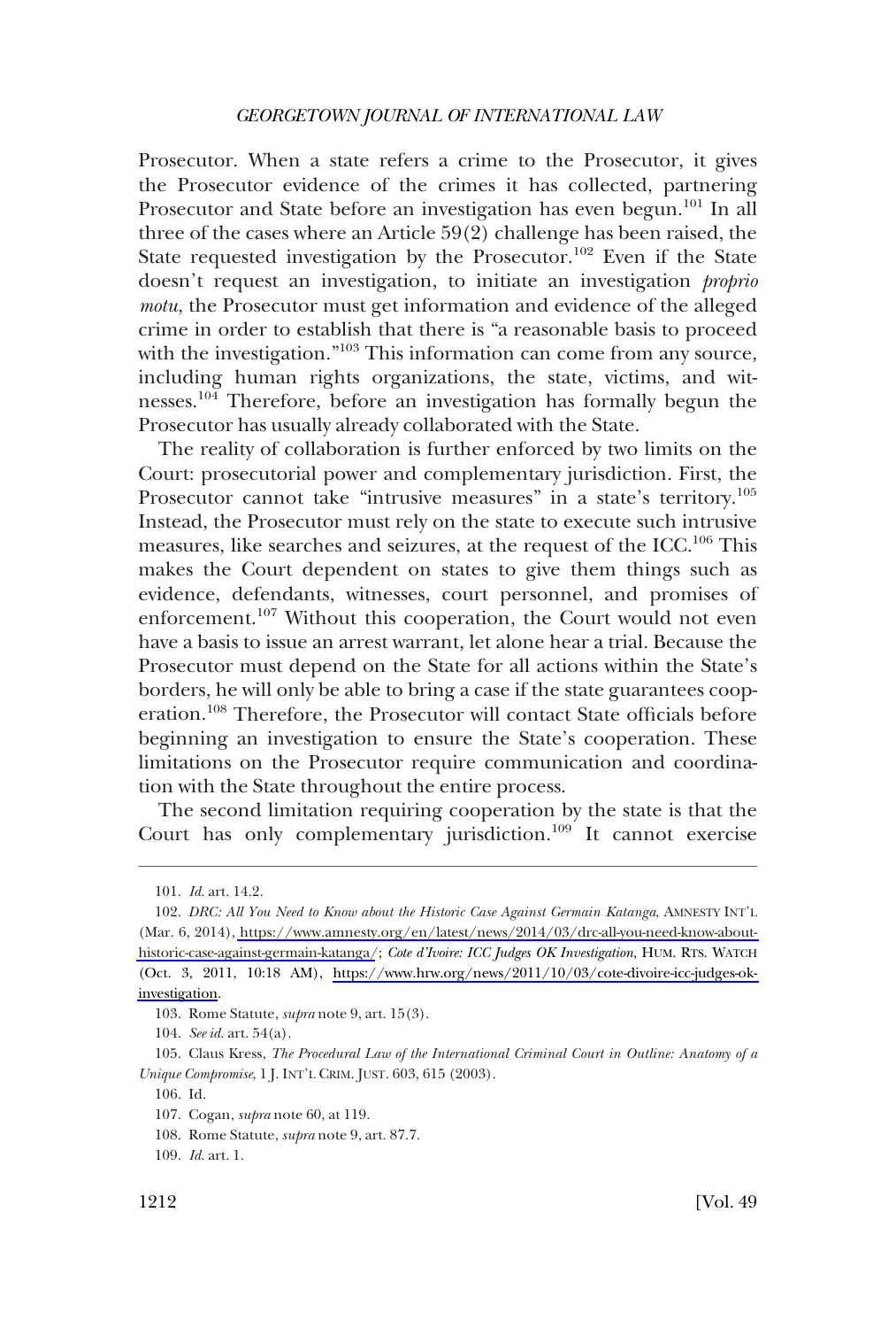Prosecutor. When a state refers a crime to the Prosecutor, it gives the Prosecutor evidence of the crimes it has collected, partnering Prosecutor and State before an investigation has even begun.[101] In all three of the cases where an Article 59(2) challenge has been raised, the State requested investigation by the Prosecutor.[102] Even if the State doesn't request an investigation, to initiate an investigation *proprio motu*, the Prosecutor must get information and evidence of the alleged crime in order to establish that there is "a reasonable basis to proceed with the investigation."[103] This information can come from any source, including human rights organizations, the state, victims, and witnesses.[104] Therefore, before an investigation has formally begun the Prosecutor has usually already collaborated with the State.

The reality of collaboration is further enforced by two limits on the Court: prosecutorial power and complementary jurisdiction. First, the Prosecutor cannot take "intrusive measures" in a state's territory.[105] Instead, the Prosecutor must rely on the state to execute such intrusive measures, like searches and seizures, at the request of the ICC.[106] This makes the Court dependent on states to give them things such as evidence, defendants, witnesses, court personnel, and promises of enforcement.[107] Without this cooperation, the Court would not even have a basis to issue an arrest warrant, let alone hear a trial. Because the Prosecutor must depend on the State for all actions within the State's borders, he will only be able to bring a case if the state guarantees cooperation.[108] Therefore, the Prosecutor will contact State officials before beginning an investigation to ensure the State's cooperation. These limitations on the Prosecutor require communication and coordination with the State throughout the entire process.

The second limitation requiring cooperation by the state is that the Court has only complementary jurisdiction.[109] It cannot exercise

---

101. *Id.* art. 14.2.

102. *DRC: All You Need to Know about the Historic Case Against Germain Katanga*, AMNESTY INT'L (Mar. 6, 2014), https://www.amnesty.org/en/latest/news/2014/03/drc-all-you-need-know-about-historic-case-against-germain-katanga/; *Cote d'Ivoire: ICC Judges OK Investigation*, HUM. RTS. WATCH (Oct. 3, 2011, 10:18 AM), https://www.hrw.org/news/2011/10/03/cote-divoire-icc-judges-ok-investigation.

103. Rome Statute, *supra* note 9, art. 15(3).

104. *See id.* art. 54(a).

105. Claus Kress, *The Procedural Law of the International Criminal Court in Outline: Anatomy of a Unique Compromise*, 1 J. INT'L CRIM. JUST. 603, 615 (2003).

106. Id.

107. Cogan, *supra* note 60, at 119.

108. Rome Statute, *supra* note 9, art. 87.7.

109. *Id.* art. 1.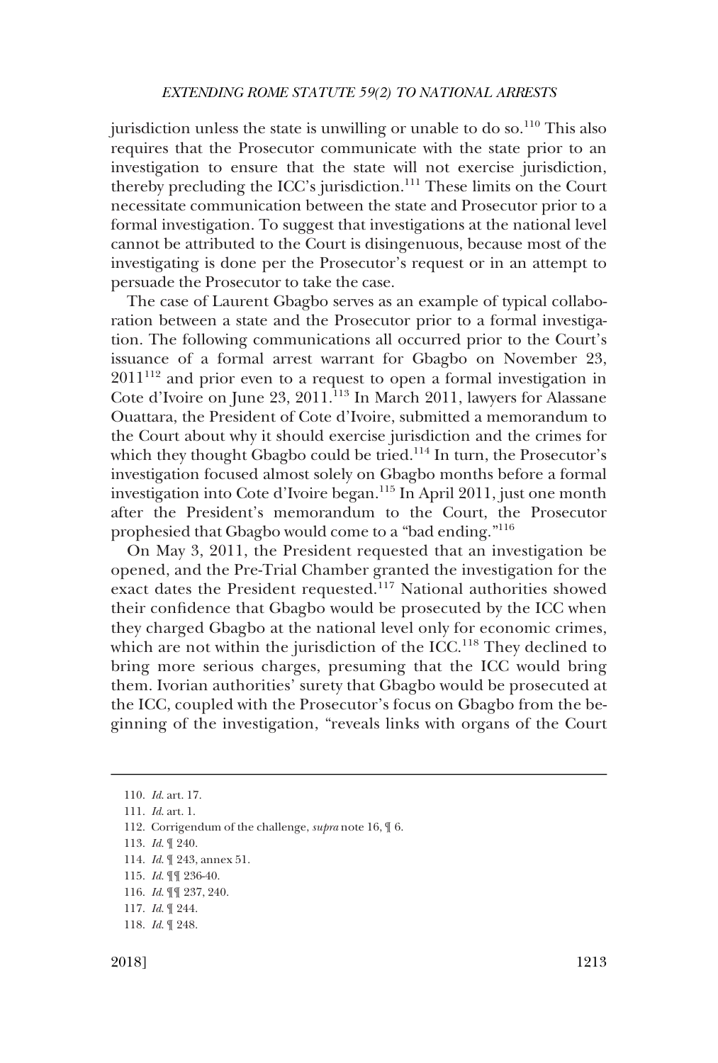jurisdiction unless the state is unwilling or unable to do so.[110] This also requires that the Prosecutor communicate with the state prior to an investigation to ensure that the state will not exercise jurisdiction, thereby precluding the ICC's jurisdiction.[111] These limits on the Court necessitate communication between the state and Prosecutor prior to a formal investigation. To suggest that investigations at the national level cannot be attributed to the Court is disingenuous, because most of the investigating is done per the Prosecutor's request or in an attempt to persuade the Prosecutor to take the case.

The case of Laurent Gbagbo serves as an example of typical collaboration between a state and the Prosecutor prior to a formal investigation. The following communications all occurred prior to the Court's issuance of a formal arrest warrant for Gbagbo on November 23, 2011[112] and prior even to a request to open a formal investigation in Cote d'Ivoire on June 23, 2011.[113] In March 2011, lawyers for Alassane Ouattara, the President of Cote d'Ivoire, submitted a memorandum to the Court about why it should exercise jurisdiction and the crimes for which they thought Gbagbo could be tried.[114] In turn, the Prosecutor's investigation focused almost solely on Gbagbo months before a formal investigation into Cote d'Ivoire began.[115] In April 2011, just one month after the President's memorandum to the Court, the Prosecutor prophesied that Gbagbo would come to a "bad ending."[116]

On May 3, 2011, the President requested that an investigation be opened, and the Pre-Trial Chamber granted the investigation for the exact dates the President requested.[117] National authorities showed their confidence that Gbagbo would be prosecuted by the ICC when they charged Gbagbo at the national level only for economic crimes, which are not within the jurisdiction of the ICC.[118] They declined to bring more serious charges, presuming that the ICC would bring them. Ivorian authorities' surety that Gbagbo would be prosecuted at the ICC, coupled with the Prosecutor's focus on Gbagbo from the beginning of the investigation, "reveals links with organs of the Court

---

110. *Id.* art. 17.

111. *Id.* art. 1.

112. Corrigendum of the challenge, *supra* note 16, ¶ 6.

113. *Id.* ¶ 240.

114. *Id.* ¶ 243, annex 51.

115. *Id.* ¶¶ 236-40.

116. *Id.* ¶¶ 237, 240.

117. *Id.* ¶ 244.

118. *Id.* ¶ 248.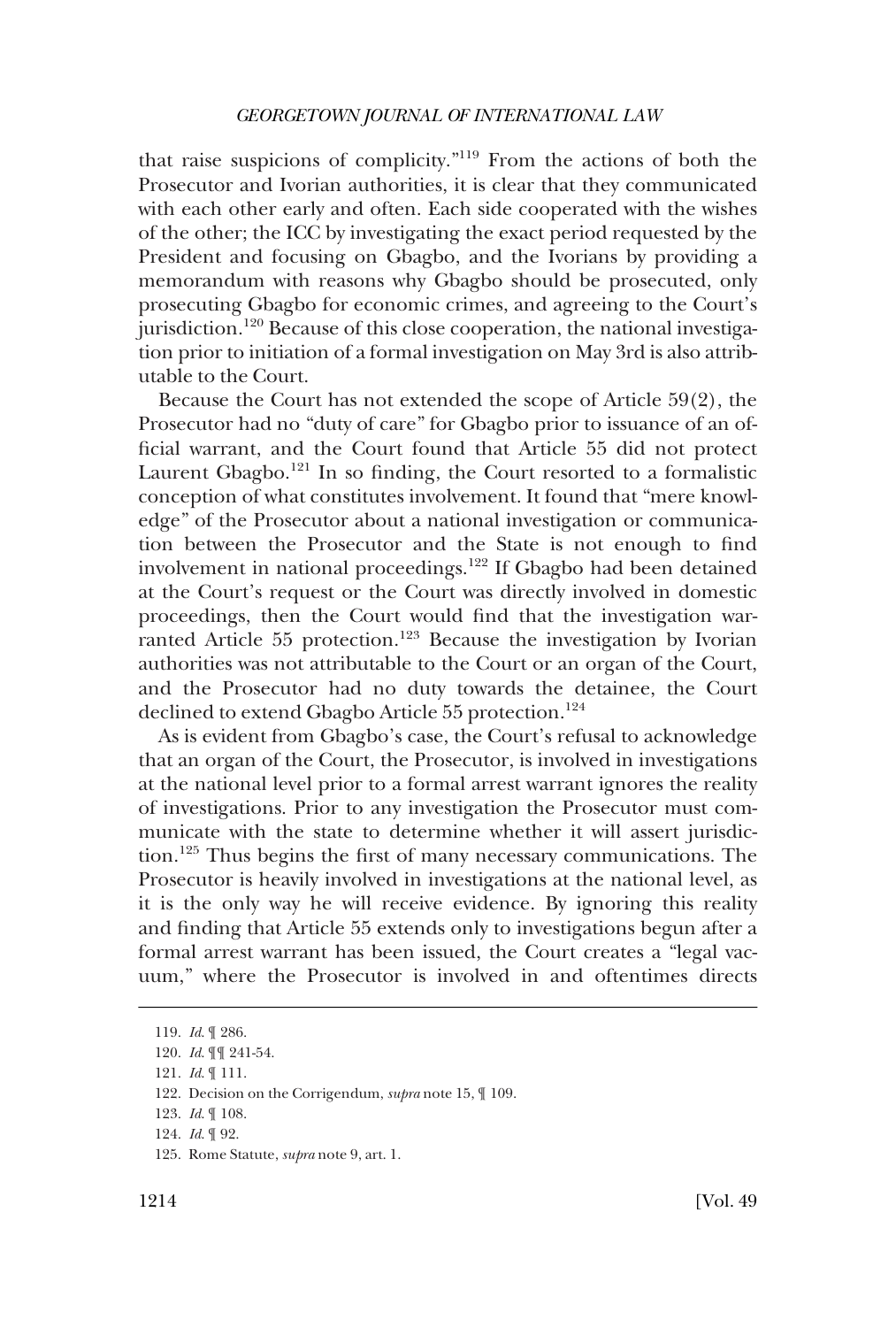that raise suspicions of complicity."[119] From the actions of both the Prosecutor and Ivorian authorities, it is clear that they communicated with each other early and often. Each side cooperated with the wishes of the other; the ICC by investigating the exact period requested by the President and focusing on Gbagbo, and the Ivorians by providing a memorandum with reasons why Gbagbo should be prosecuted, only prosecuting Gbagbo for economic crimes, and agreeing to the Court's jurisdiction.[120] Because of this close cooperation, the national investigation prior to initiation of a formal investigation on May 3rd is also attributable to the Court.

Because the Court has not extended the scope of Article 59(2), the Prosecutor had no "duty of care" for Gbagbo prior to issuance of an official warrant, and the Court found that Article 55 did not protect Laurent Gbagbo.[121] In so finding, the Court resorted to a formalistic conception of what constitutes involvement. It found that "mere knowledge" of the Prosecutor about a national investigation or communication between the Prosecutor and the State is not enough to find involvement in national proceedings.[122] If Gbagbo had been detained at the Court's request or the Court was directly involved in domestic proceedings, then the Court would find that the investigation warranted Article 55 protection.[123] Because the investigation by Ivorian authorities was not attributable to the Court or an organ of the Court, and the Prosecutor had no duty towards the detainee, the Court declined to extend Gbagbo Article 55 protection.[124]

As is evident from Gbagbo's case, the Court's refusal to acknowledge that an organ of the Court, the Prosecutor, is involved in investigations at the national level prior to a formal arrest warrant ignores the reality of investigations. Prior to any investigation the Prosecutor must communicate with the state to determine whether it will assert jurisdiction.[125] Thus begins the first of many necessary communications. The Prosecutor is heavily involved in investigations at the national level, as it is the only way he will receive evidence. By ignoring this reality and finding that Article 55 extends only to investigations begun after a formal arrest warrant has been issued, the Court creates a "legal vacuum," where the Prosecutor is involved in and oftentimes directs

---

119. *Id.* ¶ 286.

120. *Id.* ¶¶ 241-54.

121. *Id.* ¶ 111.

122. Decision on the Corrigendum, *supra* note 15, ¶ 109.

123. *Id.* ¶ 108.

124. *Id.* ¶ 92.

125. Rome Statute, *supra* note 9, art. 1.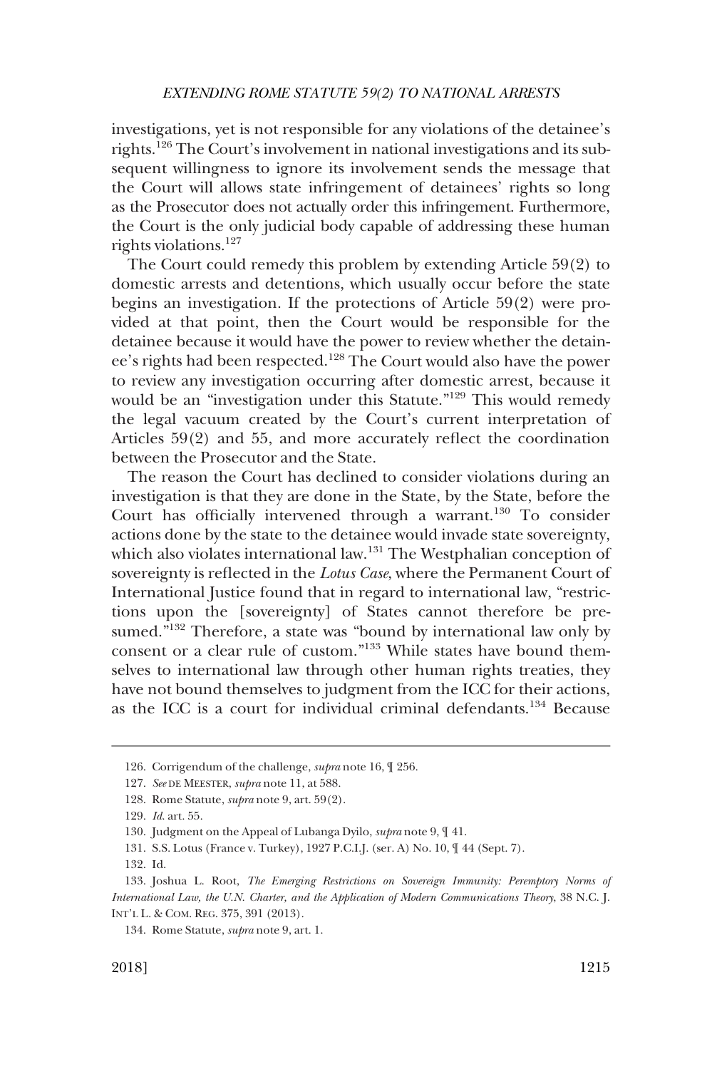investigations, yet is not responsible for any violations of the detainee's rights.[126] The Court's involvement in national investigations and its subsequent willingness to ignore its involvement sends the message that the Court will allows state infringement of detainees' rights so long as the Prosecutor does not actually order this infringement. Furthermore, the Court is the only judicial body capable of addressing these human rights violations.[127]

The Court could remedy this problem by extending Article 59(2) to domestic arrests and detentions, which usually occur before the state begins an investigation. If the protections of Article 59(2) were provided at that point, then the Court would be responsible for the detainee because it would have the power to review whether the detainee's rights had been respected.[128] The Court would also have the power to review any investigation occurring after domestic arrest, because it would be an "investigation under this Statute."[129] This would remedy the legal vacuum created by the Court's current interpretation of Articles 59(2) and 55, and more accurately reflect the coordination between the Prosecutor and the State.

The reason the Court has declined to consider violations during an investigation is that they are done in the State, by the State, before the Court has officially intervened through a warrant.[130] To consider actions done by the state to the detainee would invade state sovereignty, which also violates international law.[131] The Westphalian conception of sovereignty is reflected in the *Lotus Case*, where the Permanent Court of International Justice found that in regard to international law, "restrictions upon the [sovereignty] of States cannot therefore be presumed."[132] Therefore, a state was "bound by international law only by consent or a clear rule of custom."[133] While states have bound themselves to international law through other human rights treaties, they have not bound themselves to judgment from the ICC for their actions, as the ICC is a court for individual criminal defendants.[134] Because

---

126. Corrigendum of the challenge, *supra* note 16, ¶ 256.

127. *See* DE MEESTER, *supra* note 11, at 588.

128. Rome Statute, *supra* note 9, art. 59(2).

129. *Id.* art. 55.

130. Judgment on the Appeal of Lubanga Dyilo, *supra* note 9, ¶ 41.

131. S.S. Lotus (France v. Turkey), 1927 P.C.I.J. (ser. A) No. 10, ¶ 44 (Sept. 7).

132. Id.

133. Joshua L. Root, *The Emerging Restrictions on Sovereign Immunity: Peremptory Norms of International Law, the U.N. Charter, and the Application of Modern Communications Theory*, 38 N.C. J. INT'L L. & COM. REG. 375, 391 (2013).

134. Rome Statute, *supra* note 9, art. 1.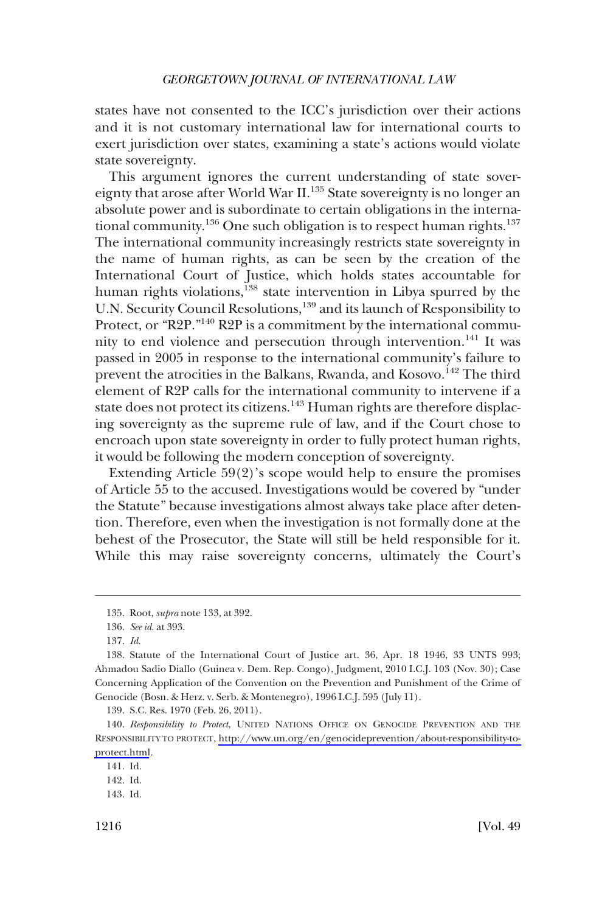states have not consented to the ICC's jurisdiction over their actions and it is not customary international law for international courts to exert jurisdiction over states, examining a state's actions would violate state sovereignty.

This argument ignores the current understanding of state sovereignty that arose after World War II.[135] State sovereignty is no longer an absolute power and is subordinate to certain obligations in the international community.[136] One such obligation is to respect human rights.[137] The international community increasingly restricts state sovereignty in the name of human rights, as can be seen by the creation of the International Court of Justice, which holds states accountable for human rights violations,[138] state intervention in Libya spurred by the U.N. Security Council Resolutions,[139] and its launch of Responsibility to Protect, or "R2P."[140] R2P is a commitment by the international community to end violence and persecution through intervention.[141] It was passed in 2005 in response to the international community's failure to prevent the atrocities in the Balkans, Rwanda, and Kosovo.[142] The third element of R2P calls for the international community to intervene if a state does not protect its citizens.[143] Human rights are therefore displacing sovereignty as the supreme rule of law, and if the Court chose to encroach upon state sovereignty in order to fully protect human rights, it would be following the modern conception of sovereignty.

Extending Article 59(2)'s scope would help to ensure the promises of Article 55 to the accused. Investigations would be covered by "under the Statute" because investigations almost always take place after detention. Therefore, even when the investigation is not formally done at the behest of the Prosecutor, the State will still be held responsible for it. While this may raise sovereignty concerns, ultimately the Court's

---

135. Root, *supra* note 133, at 392.

136. *See id.* at 393.

137. *Id.*

138. Statute of the International Court of Justice art. 36, Apr. 18 1946, 33 UNTS 993; Ahmadou Sadio Diallo (Guinea v. Dem. Rep. Congo), Judgment, 2010 I.C.J. 103 (Nov. 30); Case Concerning Application of the Convention on the Prevention and Punishment of the Crime of Genocide (Bosn. & Herz. v. Serb. & Montenegro), 1996 I.C.J. 595 (July 11).

139. S.C. Res. 1970 (Feb. 26, 2011).

140. *Responsibility to Protect*, UNITED NATIONS OFFICE ON GENOCIDE PREVENTION AND THE RESPONSIBILITY TO PROTECT, http://www.un.org/en/genocideprevention/about-responsibility-to-protect.html.

141. Id.

142. Id.

143. Id.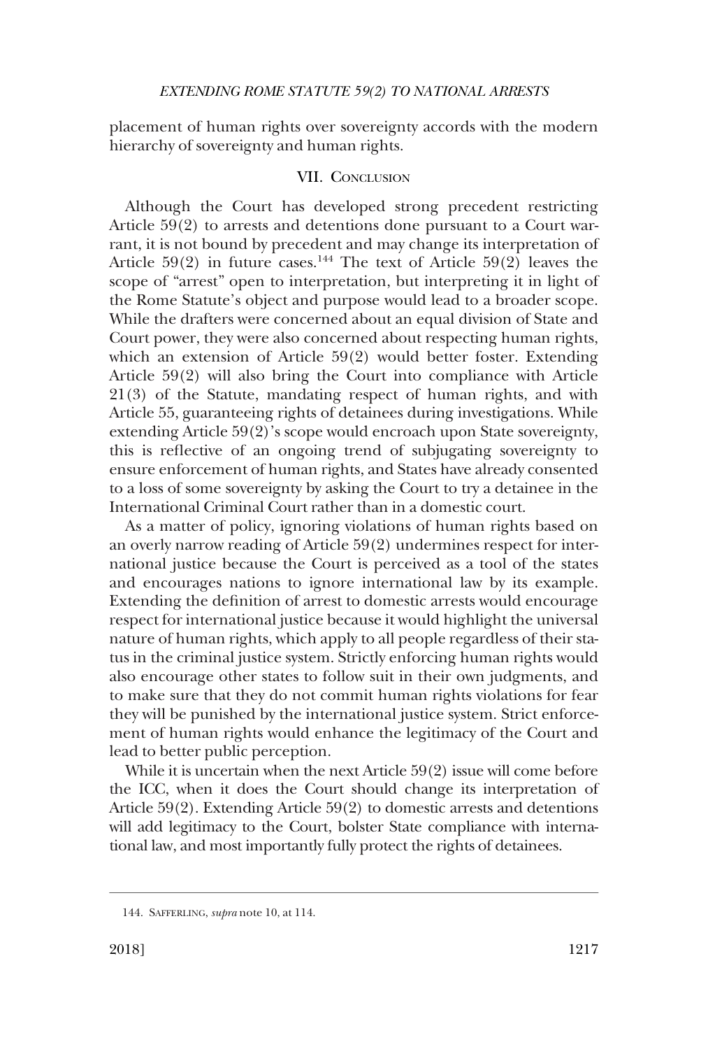placement of human rights over sovereignty accords with the modern hierarchy of sovereignty and human rights.

## VII. Conclusion

Although the Court has developed strong precedent restricting Article 59(2) to arrests and detentions done pursuant to a Court warrant, it is not bound by precedent and may change its interpretation of Article 59(2) in future cases.[144] The text of Article 59(2) leaves the scope of "arrest" open to interpretation, but interpreting it in light of the Rome Statute's object and purpose would lead to a broader scope. While the drafters were concerned about an equal division of State and Court power, they were also concerned about respecting human rights, which an extension of Article 59(2) would better foster. Extending Article 59(2) will also bring the Court into compliance with Article 21(3) of the Statute, mandating respect of human rights, and with Article 55, guaranteeing rights of detainees during investigations. While extending Article 59(2)'s scope would encroach upon State sovereignty, this is reflective of an ongoing trend of subjugating sovereignty to ensure enforcement of human rights, and States have already consented to a loss of some sovereignty by asking the Court to try a detainee in the International Criminal Court rather than in a domestic court.

As a matter of policy, ignoring violations of human rights based on an overly narrow reading of Article 59(2) undermines respect for international justice because the Court is perceived as a tool of the states and encourages nations to ignore international law by its example. Extending the definition of arrest to domestic arrests would encourage respect for international justice because it would highlight the universal nature of human rights, which apply to all people regardless of their status in the criminal justice system. Strictly enforcing human rights would also encourage other states to follow suit in their own judgments, and to make sure that they do not commit human rights violations for fear they will be punished by the international justice system. Strict enforcement of human rights would enhance the legitimacy of the Court and lead to better public perception.

While it is uncertain when the next Article 59(2) issue will come before the ICC, when it does the Court should change its interpretation of Article 59(2). Extending Article 59(2) to domestic arrests and detentions will add legitimacy to the Court, bolster State compliance with international law, and most importantly fully protect the rights of detainees.

---

144. Safferling, *supra* note 10, at 114.